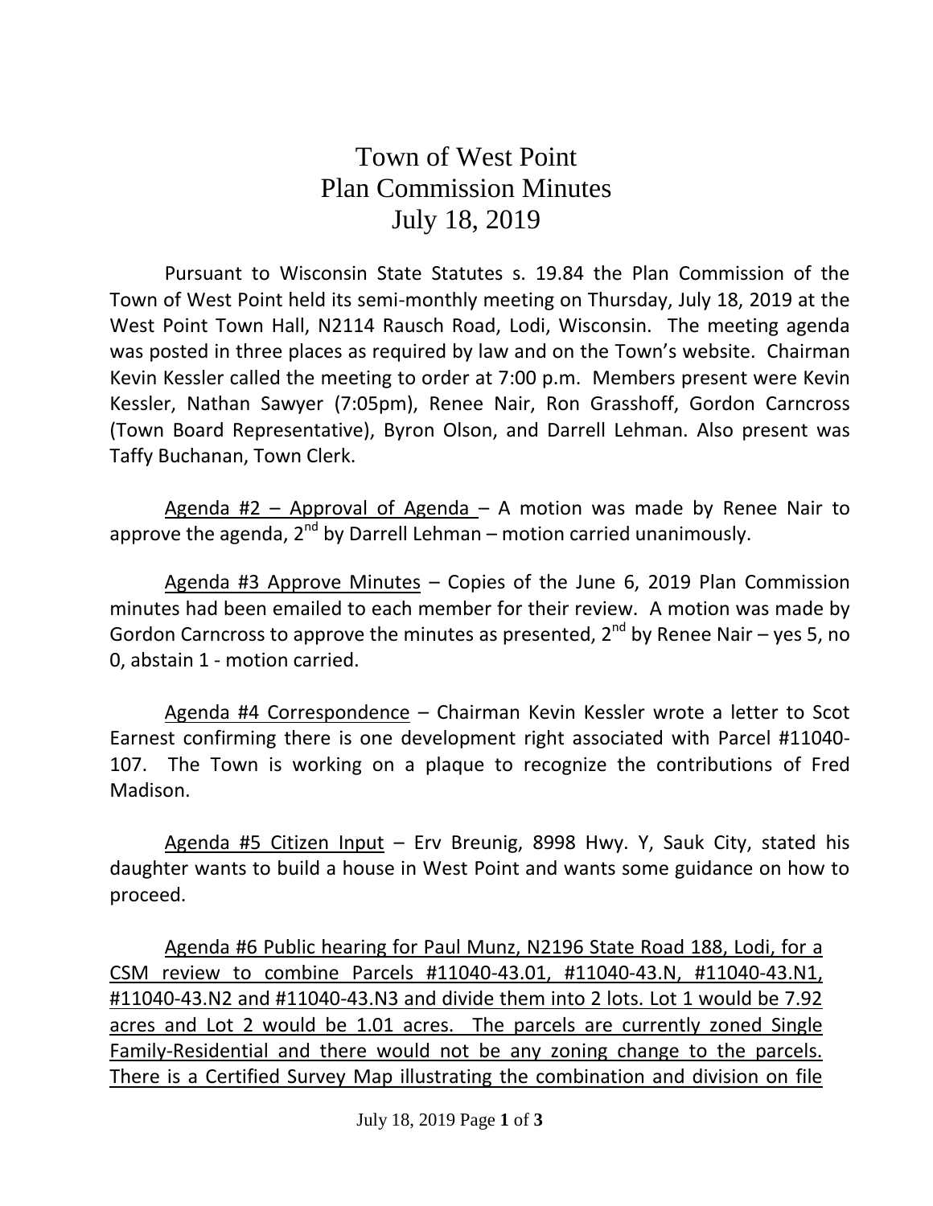# Town of West Point
# Plan Commission Minutes
# July 18, 2019

Pursuant to Wisconsin State Statutes s. 19.84 the Plan Commission of the Town of West Point held its semi-monthly meeting on Thursday, July 18, 2019 at the West Point Town Hall, N2114 Rausch Road, Lodi, Wisconsin. The meeting agenda was posted in three places as required by law and on the Town's website. Chairman Kevin Kessler called the meeting to order at 7:00 p.m. Members present were Kevin Kessler, Nathan Sawyer (7:05pm), Renee Nair, Ron Grasshoff, Gordon Carncross (Town Board Representative), Byron Olson, and Darrell Lehman. Also present was Taffy Buchanan, Town Clerk.

<u>Agenda #2 – Approval of Agenda</u> – A motion was made by Renee Nair to approve the agenda, 2nd by Darrell Lehman – motion carried unanimously.

<u>Agenda #3 Approve Minutes</u> – Copies of the June 6, 2019 Plan Commission minutes had been emailed to each member for their review. A motion was made by Gordon Carncross to approve the minutes as presented, 2nd by Renee Nair – yes 5, no 0, abstain 1 - motion carried.

<u>Agenda #4 Correspondence</u> – Chairman Kevin Kessler wrote a letter to Scot Earnest confirming there is one development right associated with Parcel #11040-107. The Town is working on a plaque to recognize the contributions of Fred Madison.

<u>Agenda #5 Citizen Input</u> – Erv Breunig, 8998 Hwy. Y, Sauk City, stated his daughter wants to build a house in West Point and wants some guidance on how to proceed.

<u>Agenda #6 Public hearing for Paul Munz, N2196 State Road 188, Lodi, for a CSM review to combine Parcels #11040-43.01, #11040-43.N, #11040-43.N1, #11040-43.N2 and #11040-43.N3 and divide them into 2 lots. Lot 1 would be 7.92 acres and Lot 2 would be 1.01 acres. The parcels are currently zoned Single Family-Residential and there would not be any zoning change to the parcels. There is a Certified Survey Map illustrating the combination and division on file</u>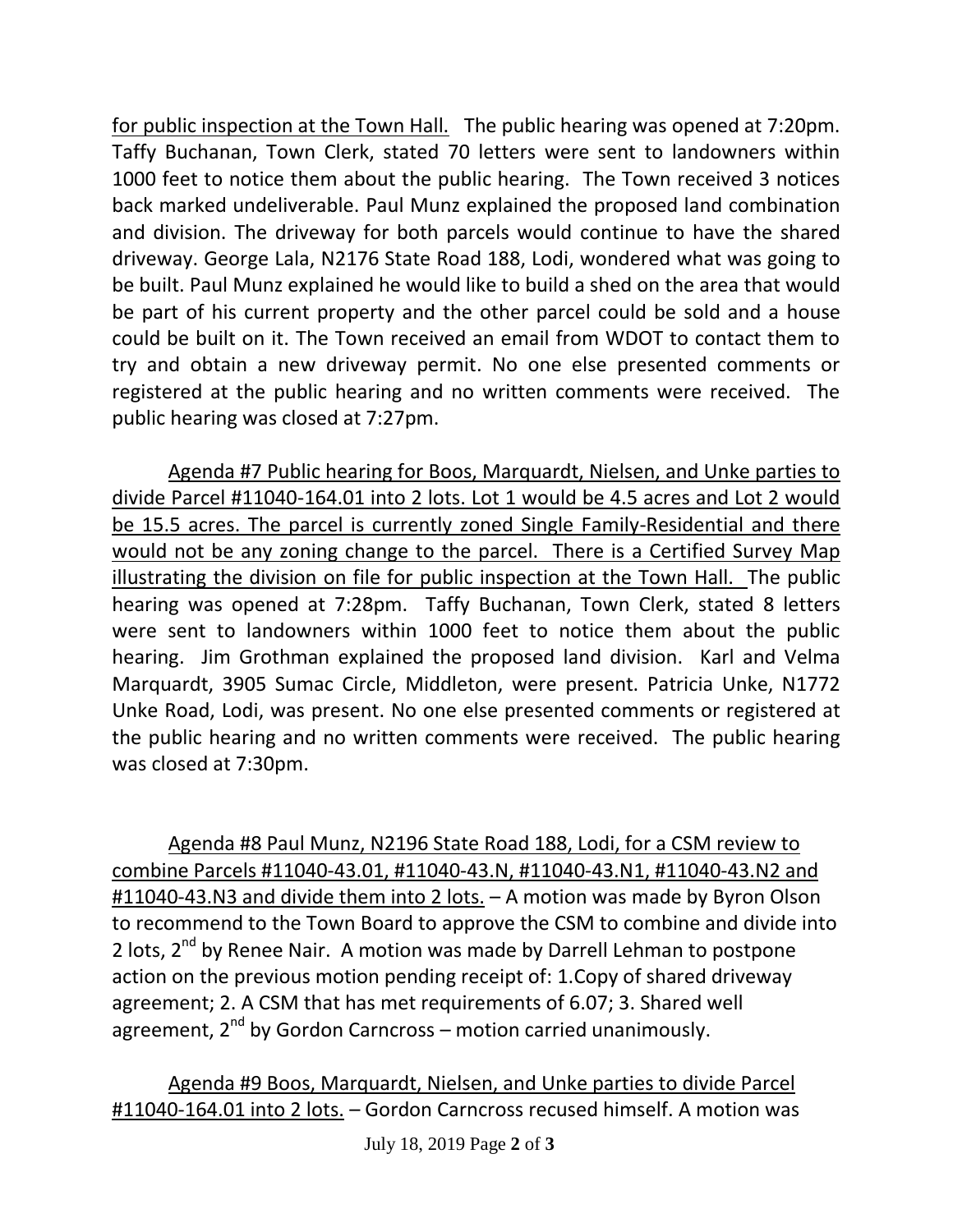for public inspection at the Town Hall. The public hearing was opened at 7:20pm. Taffy Buchanan, Town Clerk, stated 70 letters were sent to landowners within 1000 feet to notice them about the public hearing. The Town received 3 notices back marked undeliverable. Paul Munz explained the proposed land combination and division. The driveway for both parcels would continue to have the shared driveway. George Lala, N2176 State Road 188, Lodi, wondered what was going to be built. Paul Munz explained he would like to build a shed on the area that would be part of his current property and the other parcel could be sold and a house could be built on it. The Town received an email from WDOT to contact them to try and obtain a new driveway permit. No one else presented comments or registered at the public hearing and no written comments were received. The public hearing was closed at 7:27pm.

Agenda #7 Public hearing for Boos, Marquardt, Nielsen, and Unke parties to divide Parcel #11040-164.01 into 2 lots. Lot 1 would be 4.5 acres and Lot 2 would be 15.5 acres. The parcel is currently zoned Single Family-Residential and there would not be any zoning change to the parcel. There is a Certified Survey Map illustrating the division on file for public inspection at the Town Hall. The public hearing was opened at 7:28pm. Taffy Buchanan, Town Clerk, stated 8 letters were sent to landowners within 1000 feet to notice them about the public hearing. Jim Grothman explained the proposed land division. Karl and Velma Marquardt, 3905 Sumac Circle, Middleton, were present. Patricia Unke, N1772 Unke Road, Lodi, was present. No one else presented comments or registered at the public hearing and no written comments were received. The public hearing was closed at 7:30pm.

Agenda #8 Paul Munz, N2196 State Road 188, Lodi, for a CSM review to combine Parcels #11040-43.01, #11040-43.N, #11040-43.N1, #11040-43.N2 and #11040-43.N3 and divide them into 2 lots. – A motion was made by Byron Olson to recommend to the Town Board to approve the CSM to combine and divide into 2 lots, 2nd by Renee Nair. A motion was made by Darrell Lehman to postpone action on the previous motion pending receipt of: 1.Copy of shared driveway agreement; 2. A CSM that has met requirements of 6.07; 3. Shared well agreement, 2nd by Gordon Carncross – motion carried unanimously.

Agenda #9 Boos, Marquardt, Nielsen, and Unke parties to divide Parcel #11040-164.01 into 2 lots. – Gordon Carncross recused himself. A motion was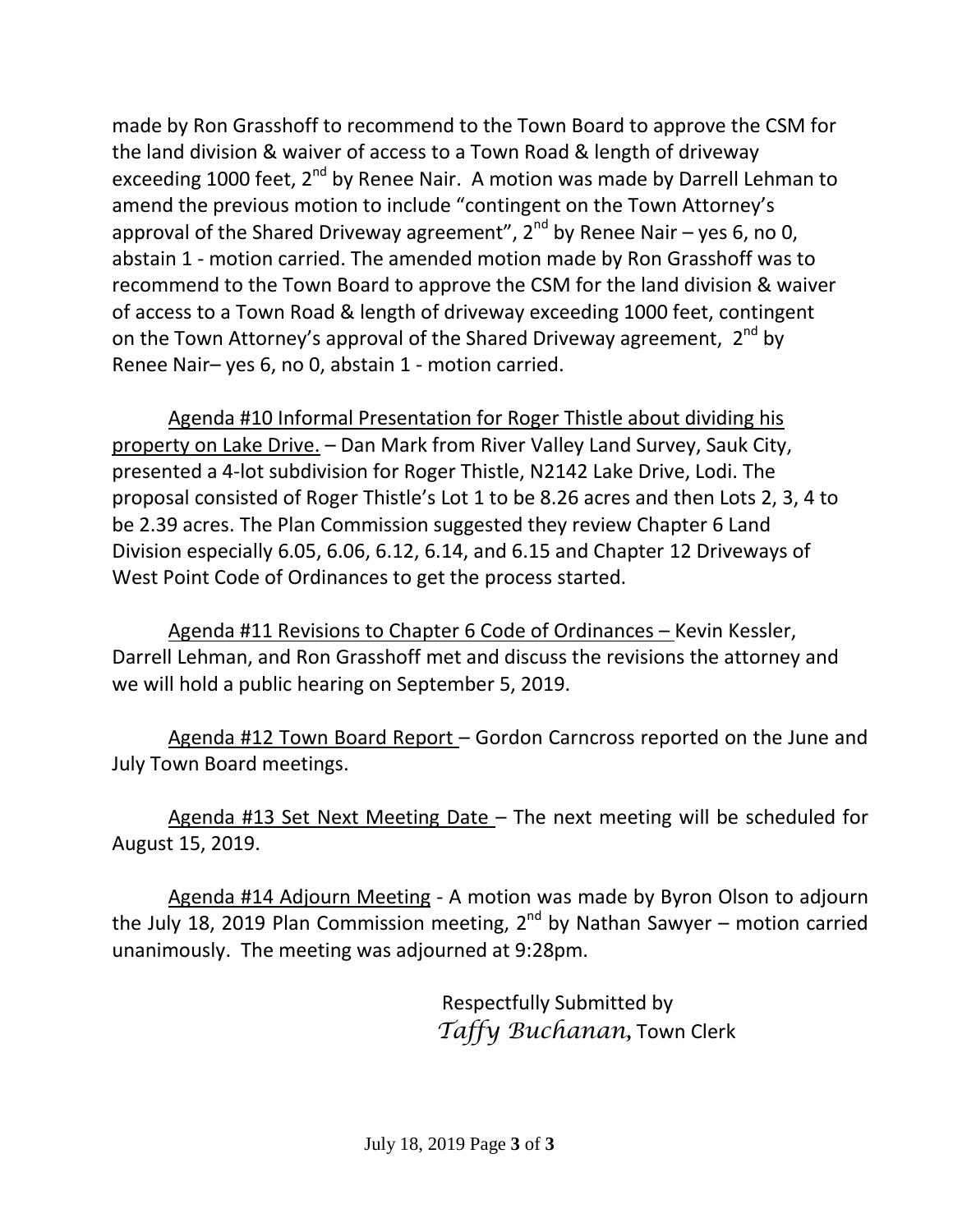made by Ron Grasshoff to recommend to the Town Board to approve the CSM for the land division & waiver of access to a Town Road & length of driveway exceeding 1000 feet, 2nd by Renee Nair. A motion was made by Darrell Lehman to amend the previous motion to include "contingent on the Town Attorney's approval of the Shared Driveway agreement", 2nd by Renee Nair – yes 6, no 0, abstain 1 - motion carried. The amended motion made by Ron Grasshoff was to recommend to the Town Board to approve the CSM for the land division & waiver of access to a Town Road & length of driveway exceeding 1000 feet, contingent on the Town Attorney's approval of the Shared Driveway agreement, 2nd by Renee Nair– yes 6, no 0, abstain 1 - motion carried.

Agenda #10 Informal Presentation for Roger Thistle about dividing his property on Lake Drive. – Dan Mark from River Valley Land Survey, Sauk City, presented a 4-lot subdivision for Roger Thistle, N2142 Lake Drive, Lodi. The proposal consisted of Roger Thistle's Lot 1 to be 8.26 acres and then Lots 2, 3, 4 to be 2.39 acres. The Plan Commission suggested they review Chapter 6 Land Division especially 6.05, 6.06, 6.12, 6.14, and 6.15 and Chapter 12 Driveways of West Point Code of Ordinances to get the process started.

Agenda #11 Revisions to Chapter 6 Code of Ordinances – Kevin Kessler, Darrell Lehman, and Ron Grasshoff met and discuss the revisions the attorney and we will hold a public hearing on September 5, 2019.

Agenda #12 Town Board Report – Gordon Carncross reported on the June and July Town Board meetings.

Agenda #13 Set Next Meeting Date – The next meeting will be scheduled for August 15, 2019.

Agenda #14 Adjourn Meeting - A motion was made by Byron Olson to adjourn the July 18, 2019 Plan Commission meeting, 2nd by Nathan Sawyer – motion carried unanimously. The meeting was adjourned at 9:28pm.

Respectfully Submitted by
*Taffy Buchanan*, Town Clerk